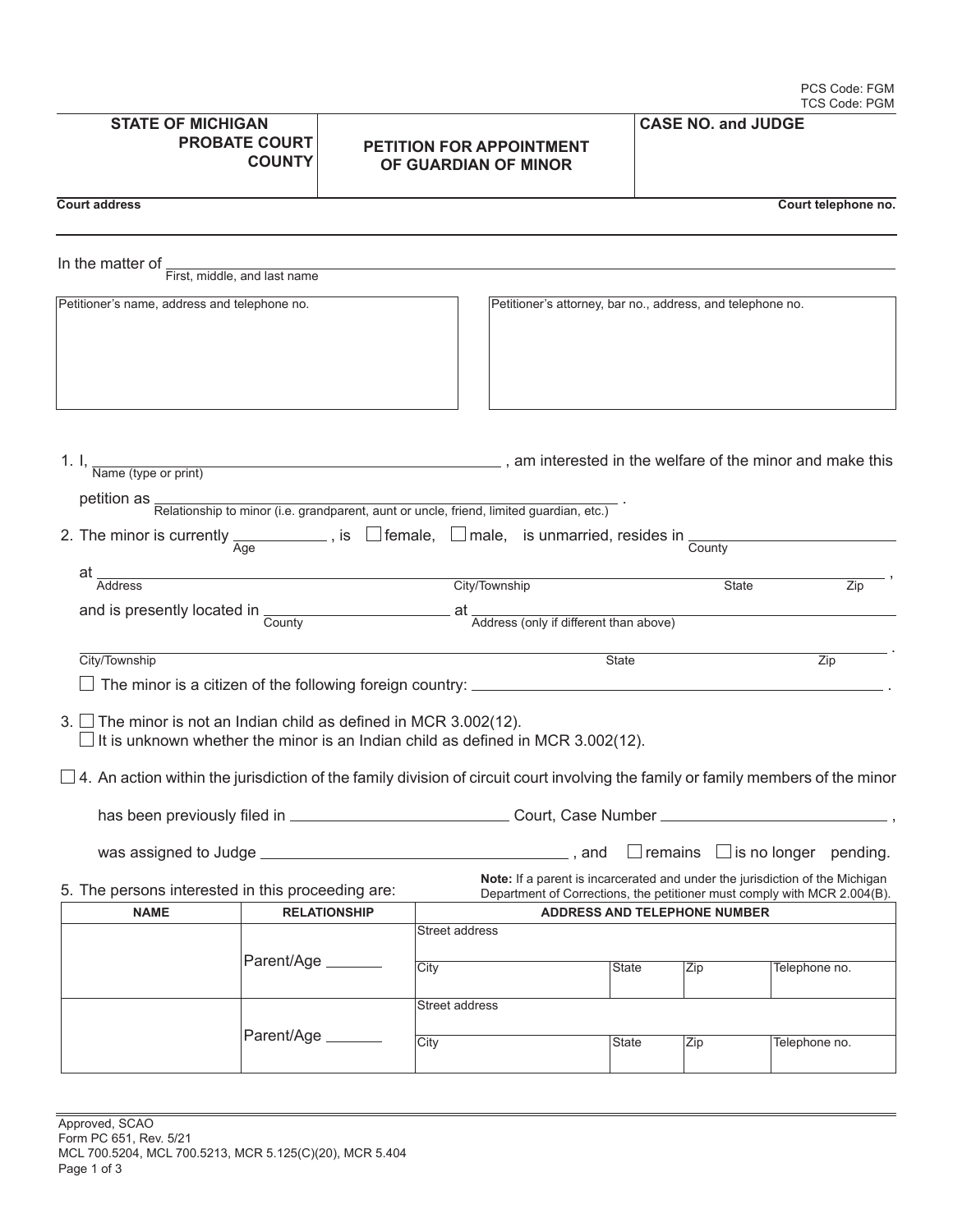PCS Code: FGM
TCS Code: PGM

| STATE OF MICHIGAN PROBATE COURT COUNTY | PETITION FOR APPOINTMENT OF GUARDIAN OF MINOR | CASE NO. and JUDGE |
|---|---|---|

Court address | Court telephone no.

In the matter of ______________________________
First, middle, and last name

| Petitioner's name, address and telephone no. | Petitioner's attorney, bar no., address, and telephone no. |
|---|---|
| | |

1. I, ______________________________ , am interested in the welfare of the minor and make this
   Name (type or print)

   petition as ______________________________ .
   Relationship to minor (i.e. grandparent, aunt or uncle, friend, limited guardian, etc.)

2. The minor is currently ________ , is ☐ female, ☐ male, is unmarried, resides in ______________________________
   Age | County

   at ______________________________ ,
   Address | City/Township | State | Zip

   and is presently located in ________________ at ______________________________
   County | Address (only if different than above)

   ______________________________ .
   City/Township | State | Zip

   ☐ The minor is a citizen of the following foreign country: ______________________________ .

3. ☐ The minor is not an Indian child as defined in MCR 3.002(12).
   ☐ It is unknown whether the minor is an Indian child as defined in MCR 3.002(12).

☐ 4. An action within the jurisdiction of the family division of circuit court involving the family or family members of the minor

   has been previously filed in ________________ Court, Case Number ________________ ,

   was assigned to Judge ______________________________ , and ☐ remains ☐ is no longer pending.

5. The persons interested in this proceeding are:

**Note:** If a parent is incarcerated and under the jurisdiction of the Michigan Department of Corrections, the petitioner must comply with MCR 2.004(B).

| NAME | RELATIONSHIP | ADDRESS AND TELEPHONE NUMBER | | | |
|---|---|---|---|---|---|
| | Parent/Age _______ | Street address | | | |
| | | City | State | Zip | Telephone no. |
| | Parent/Age _______ | Street address | | | |
| | | City | State | Zip | Telephone no. |

Approved, SCAO
Form PC 651, Rev. 5/21
MCL 700.5204, MCL 700.5213, MCR 5.125(C)(20), MCR 5.404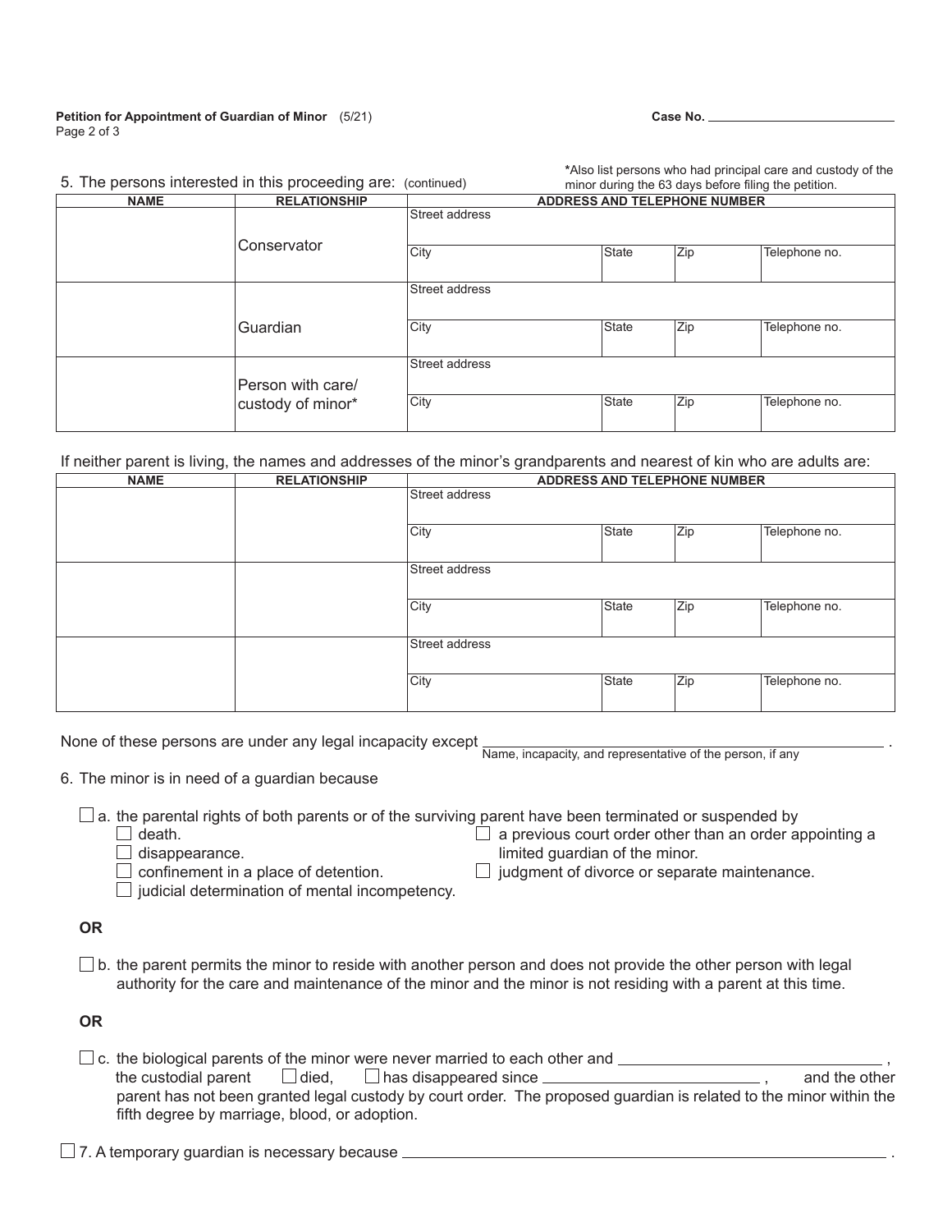Case No. ______________________

5. The persons interested in this proceeding are: (continued)

*Also list persons who had principal care and custody of the minor during the 63 days before filing the petition.

| NAME | RELATIONSHIP | ADDRESS AND TELEPHONE NUMBER | | | |
|---|---|---|---|---|---|
| | Conservator | Street address | | | |
| | | City | State | Zip | Telephone no. |
| | Guardian | Street address | | | |
| | | City | State | Zip | Telephone no. |
| | Person with care/ custody of minor* | Street address | | | |
| | | City | State | Zip | Telephone no. |

If neither parent is living, the names and addresses of the minor's grandparents and nearest of kin who are adults are:

| NAME | RELATIONSHIP | ADDRESS AND TELEPHONE NUMBER | | | |
|---|---|---|---|---|---|
| | | Street address | | | |
| | | City | State | Zip | Telephone no. |
| | | Street address | | | |
| | | City | State | Zip | Telephone no. |
| | | Street address | | | |
| | | City | State | Zip | Telephone no. |

None of these persons are under any legal incapacity except ______________________________________________ .
Name, incapacity, and representative of the person, if any

6. The minor is in need of a guardian because

☐ a. the parental rights of both parents or of the surviving parent have been terminated or suspended by
- ☐ death.
- ☐ disappearance.
- ☐ confinement in a place of detention.
- ☐ judicial determination of mental incompetency.
- ☐ a previous court order other than an order appointing a limited guardian of the minor.
- ☐ judgment of divorce or separate maintenance.

**OR**

☐ b. the parent permits the minor to reside with another person and does not provide the other person with legal authority for the care and maintenance of the minor and the minor is not residing with a parent at this time.

**OR**

☐ c. the biological parents of the minor were never married to each other and ______________________________ , the custodial parent ☐ died, ☐ has disappeared since ________________________ , and the other parent has not been granted legal custody by court order. The proposed guardian is related to the minor within the fifth degree by marriage, blood, or adoption.

☐ 7. A temporary guardian is necessary because ______________________________________________________________ .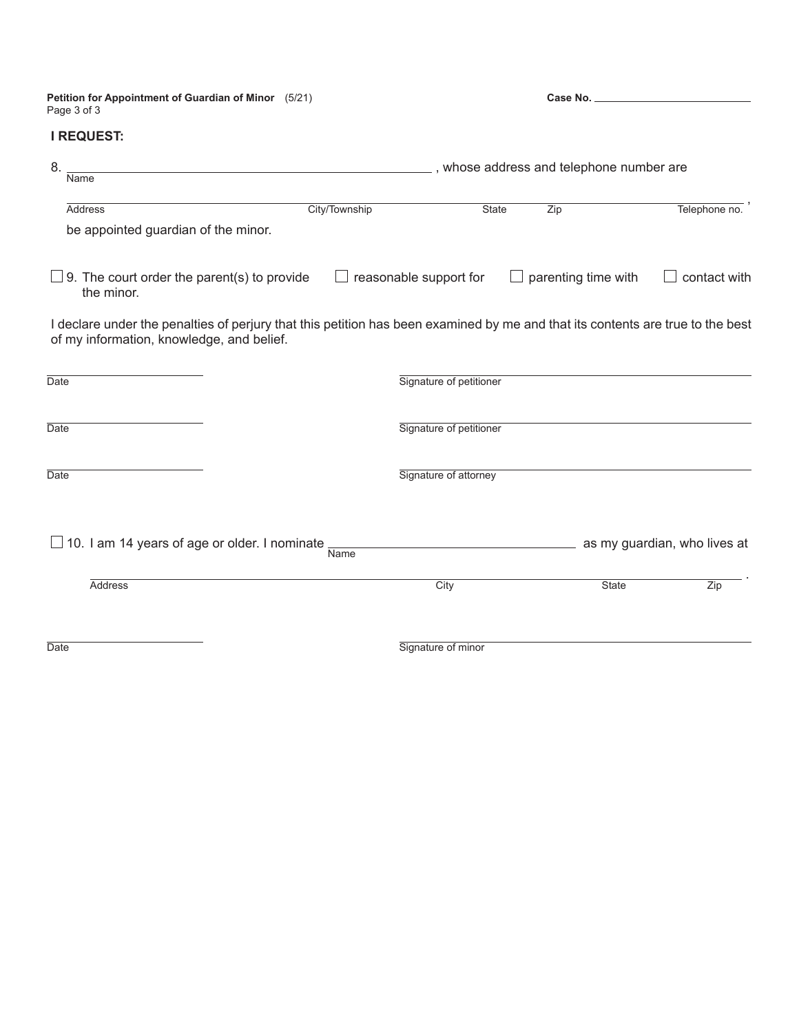**Petition for Appointment of Guardian of Minor** (5/21)

**Case No.** ____________________

**I REQUEST:**

8. ______________________________ , whose address and telephone number are
Name

______________________________________________________________ ,
Address    City/Township    State    Zip    Telephone no.

be appointed guardian of the minor.

☐ 9. The court order the parent(s) to provide ☐ reasonable support for ☐ parenting time with ☐ contact with the minor.

I declare under the penalties of perjury that this petition has been examined by me and that its contents are true to the best of my information, knowledge, and belief.

______________________    ______________________________
Date    Signature of petitioner

______________________    ______________________________
Date    Signature of petitioner

______________________    ______________________________
Date    Signature of attorney

☐ 10. I am 14 years of age or older. I nominate ______________________________ as my guardian, who lives at
Name

______________________________________________________________ .
Address    City    State    Zip

______________________    ______________________________
Date    Signature of minor